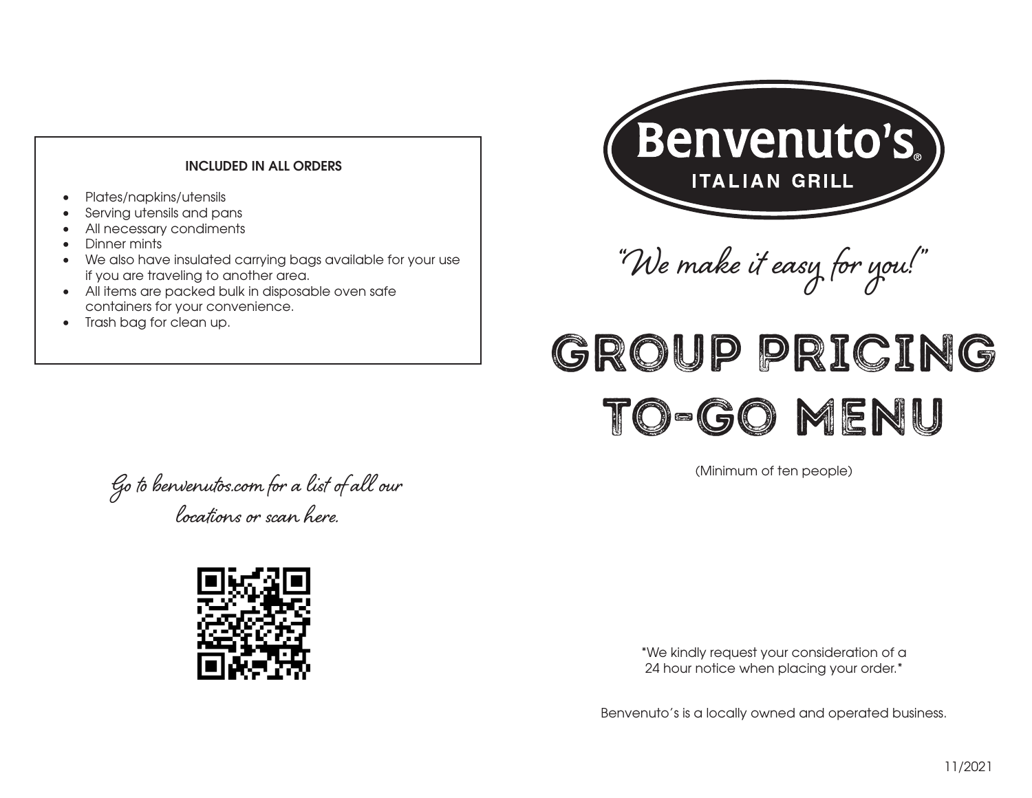## INCLUDED IN ALL ORDERS

- Plates/napkins/utensils
- Serving utensils and pans
- All necessary condiments
- Dinner mints
- We also have insulated carrying bags available for your use if you are traveling to another area.
- All items are packed bulk in disposable oven safe containers for your convenience.
- Trash bag for clean up.

*Go to benvenutos.com for a list of all our locations or scan here.*

# Benvenuto's® ITALIAN GRILL

*"We make it easy for you!"*

# GROUP PRICING TO-GO MENU

(Minimum of ten people)

\*We kindly request your consideration of a 24 hour notice when placing your order.\*

Benvenuto's is a locally owned and operated business.

11/2021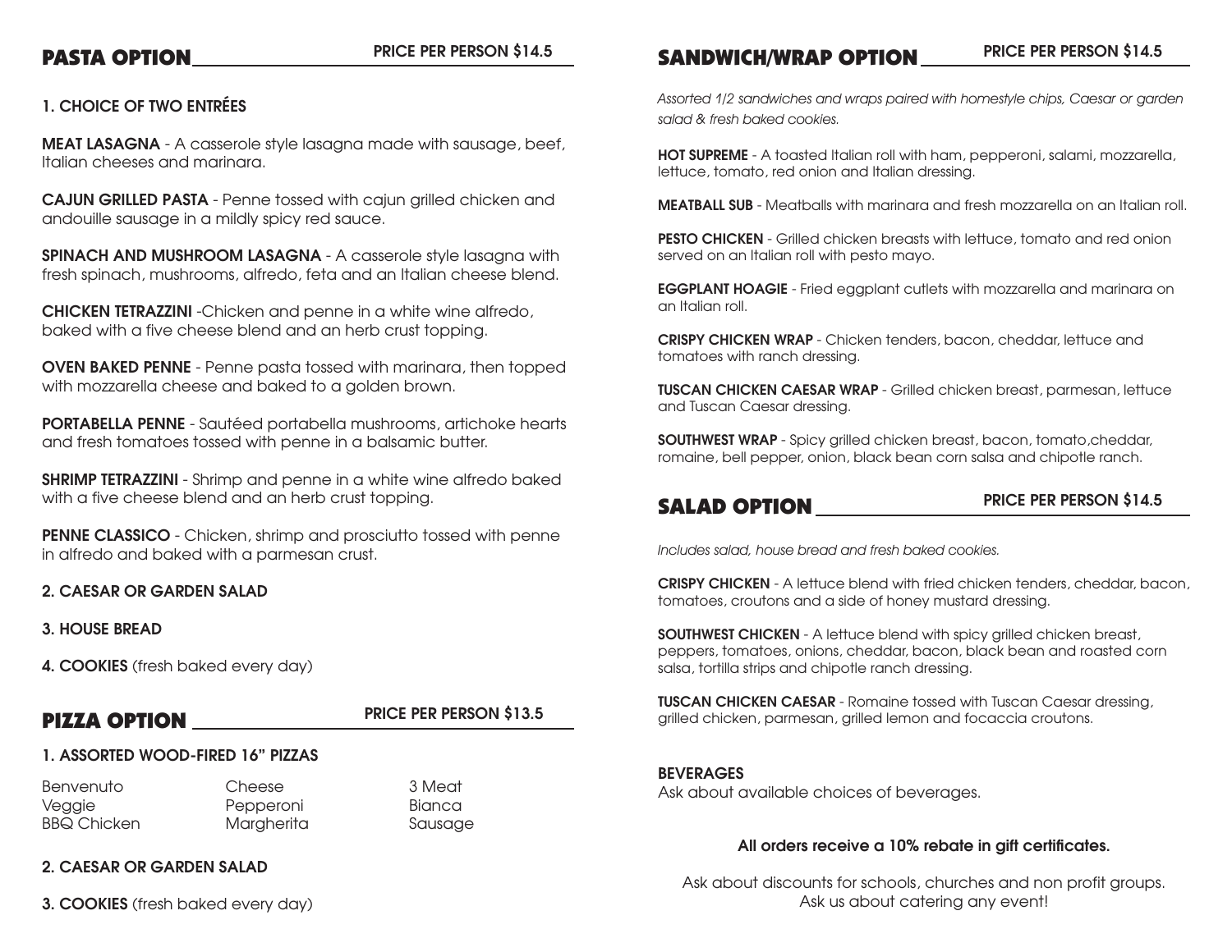## PASTA OPTION

**PRICE PER PERSON $14.5**

### 1. CHOICE OF TWO ENTRÉES

**MEAT LASAGNA** - A casserole style lasagna made with sausage, beef, Italian cheeses and marinara.

**CAJUN GRILLED PASTA** - Penne tossed with cajun grilled chicken and andouille sausage in a mildly spicy red sauce.

**SPINACH AND MUSHROOM LASAGNA** - A casserole style lasagna with fresh spinach, mushrooms, alfredo, feta and an Italian cheese blend.

**CHICKEN TETRAZZINI** -Chicken and penne in a white wine alfredo, baked with a five cheese blend and an herb crust topping.

**OVEN BAKED PENNE** - Penne pasta tossed with marinara, then topped with mozzarella cheese and baked to a golden brown.

**PORTABELLA PENNE** - Sautéed portabella mushrooms, artichoke hearts and fresh tomatoes tossed with penne in a balsamic butter.

**SHRIMP TETRAZZINI** - Shrimp and penne in a white wine alfredo baked with a five cheese blend and an herb crust topping.

**PENNE CLASSICO** - Chicken, shrimp and prosciutto tossed with penne in alfredo and baked with a parmesan crust.

### 2. CAESAR OR GARDEN SALAD

### 3. HOUSE BREAD

**4. COOKIES** (fresh baked every day)

## PIZZA OPTION

**PRICE PER PERSON $13.5**

### 1. ASSORTED WOOD-FIRED 16" PIZZAS

| | | |
|---|---|---|
| Benvenuto | Cheese | 3 Meat |
| Veggie | Pepperoni | Bianca |
| BBQ Chicken | Margherita | Sausage |

### 2. CAESAR OR GARDEN SALAD

**3. COOKIES** (fresh baked every day)

## SANDWICH/WRAP OPTION

**PRICE PER PERSON $14.5**

*Assorted 1/2 sandwiches and wraps paired with homestyle chips, Caesar or garden salad & fresh baked cookies.*

**HOT SUPREME** - A toasted Italian roll with ham, pepperoni, salami, mozzarella, lettuce, tomato, red onion and Italian dressing.

**MEATBALL SUB** - Meatballs with marinara and fresh mozzarella on an Italian roll.

**PESTO CHICKEN** - Grilled chicken breasts with lettuce, tomato and red onion served on an Italian roll with pesto mayo.

**EGGPLANT HOAGIE** - Fried eggplant cutlets with mozzarella and marinara on an Italian roll.

**CRISPY CHICKEN WRAP** - Chicken tenders, bacon, cheddar, lettuce and tomatoes with ranch dressing.

**TUSCAN CHICKEN CAESAR WRAP** - Grilled chicken breast, parmesan, lettuce and Tuscan Caesar dressing.

**SOUTHWEST WRAP** - Spicy grilled chicken breast, bacon, tomato,cheddar, romaine, bell pepper, onion, black bean corn salsa and chipotle ranch.

## SALAD OPTION

**PRICE PER PERSON $14.5**

*Includes salad, house bread and fresh baked cookies.*

**CRISPY CHICKEN** - A lettuce blend with fried chicken tenders, cheddar, bacon, tomatoes, croutons and a side of honey mustard dressing.

**SOUTHWEST CHICKEN** - A lettuce blend with spicy grilled chicken breast, peppers, tomatoes, onions, cheddar, bacon, black bean and roasted corn salsa, tortilla strips and chipotle ranch dressing.

**TUSCAN CHICKEN CAESAR** - Romaine tossed with Tuscan Caesar dressing, grilled chicken, parmesan, grilled lemon and focaccia croutons.

### BEVERAGES

Ask about available choices of beverages.

**All orders receive a 10% rebate in gift certificates.**

Ask about discounts for schools, churches and non profit groups.
Ask us about catering any event!